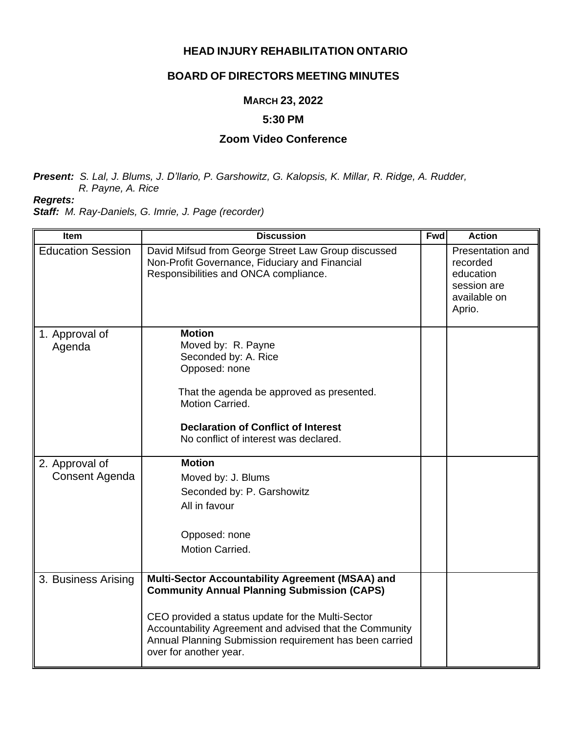# HEAD INJURY REHABILITATION ONTARIO

## BOARD OF DIRECTORS MEETING MINUTES

### MARCH 23, 2022

### 5:30 PM

### Zoom Video Conference

***Present:*** *S. Lal, J. Blums, J. D'llario, P. Garshowitz, G. Kalopsis, K. Millar, R. Ridge, A. Rudder, R. Payne, A. Rice*

***Regrets:***

***Staff:*** *M. Ray-Daniels, G. Imrie, J. Page (recorder)*

| Item | Discussion | Fwd | Action |
|---|---|---|---|
| Education Session | David Mifsud from George Street Law Group discussed Non-Profit Governance, Fiduciary and Financial Responsibilities and ONCA compliance. | | Presentation and recorded education session are available on Aprio. |
| 1. Approval of Agenda | **Motion**<br>Moved by: R. Payne<br>Seconded by: A. Rice<br>Opposed: none<br><br>That the agenda be approved as presented.<br>Motion Carried.<br><br>**Declaration of Conflict of Interest**<br>No conflict of interest was declared. | | |
| 2. Approval of Consent Agenda | **Motion**<br>Moved by: J. Blums<br>Seconded by: P. Garshowitz<br>All in favour<br><br>Opposed: none<br>Motion Carried. | | |
| 3. Business Arising | **Multi-Sector Accountability Agreement (MSAA) and Community Annual Planning Submission (CAPS)**<br><br>CEO provided a status update for the Multi-Sector Accountability Agreement and advised that the Community Annual Planning Submission requirement has been carried over for another year. | | |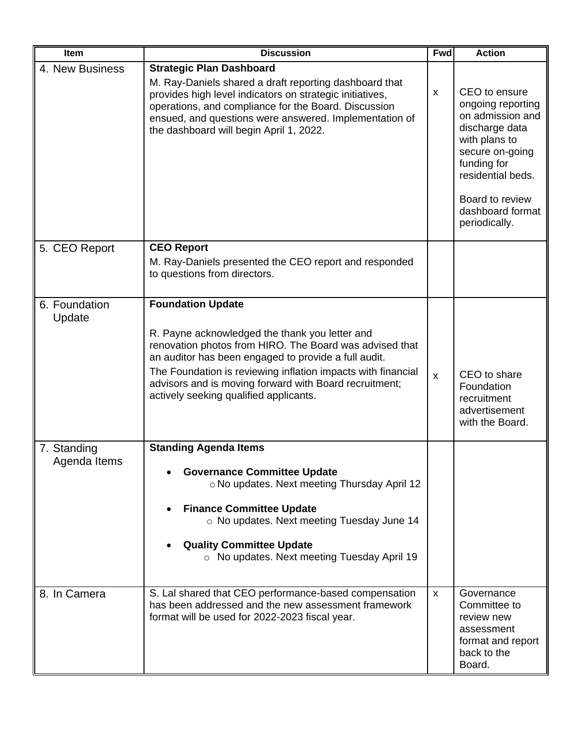| Item | Discussion | Fwd | Action |
|---|---|---|---|
| 4. New Business | **Strategic Plan Dashboard**<br>M. Ray-Daniels shared a draft reporting dashboard that provides high level indicators on strategic initiatives, operations, and compliance for the Board. Discussion ensued, and questions were answered. Implementation of the dashboard will begin April 1, 2022. | x | CEO to ensure ongoing reporting on admission and discharge data with plans to secure on-going funding for residential beds.<br><br>Board to review dashboard format periodically. |
| 5. CEO Report | **CEO Report**<br>M. Ray-Daniels presented the CEO report and responded to questions from directors. | | |
| 6. Foundation Update | **Foundation Update**<br><br>R. Payne acknowledged the thank you letter and renovation photos from HIRO. The Board was advised that an auditor has been engaged to provide a full audit.<br>The Foundation is reviewing inflation impacts with financial advisors and is moving forward with Board recruitment; actively seeking qualified applicants. | x | CEO to share Foundation recruitment advertisement with the Board. |
| 7. Standing Agenda Items | **Standing Agenda Items**<br>• **Governance Committee Update**<br>  ○ No updates. Next meeting Thursday April 12<br>• **Finance Committee Update**<br>  ○ No updates. Next meeting Tuesday June 14<br>• **Quality Committee Update**<br>  ○ No updates. Next meeting Tuesday April 19 | | |
| 8. In Camera | S. Lal shared that CEO performance-based compensation has been addressed and the new assessment framework format will be used for 2022-2023 fiscal year. | x | Governance Committee to review new assessment format and report back to the Board. |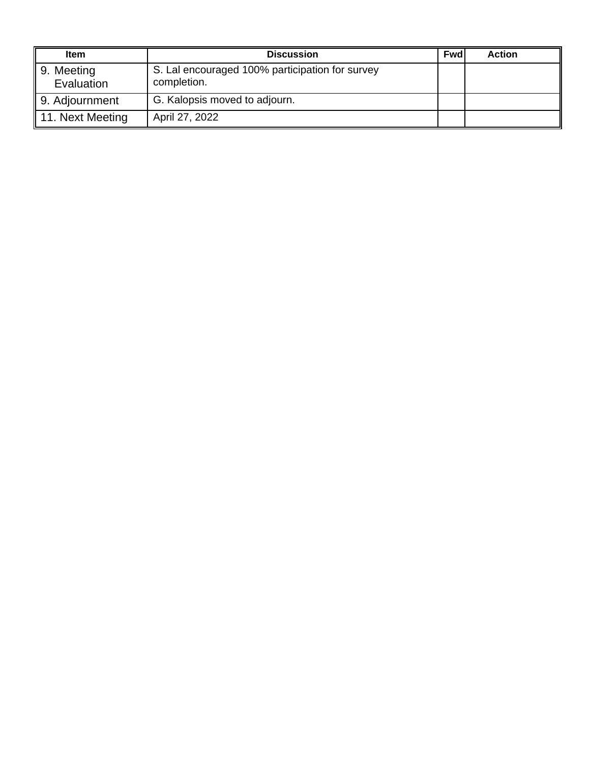| Item | Discussion | Fwd | Action |
| --- | --- | --- | --- |
| 9. Meeting Evaluation | S. Lal encouraged 100% participation for survey completion. | | |
| 9. Adjournment | G. Kalopsis moved to adjourn. | | |
| 11. Next Meeting | April 27, 2022 | | |